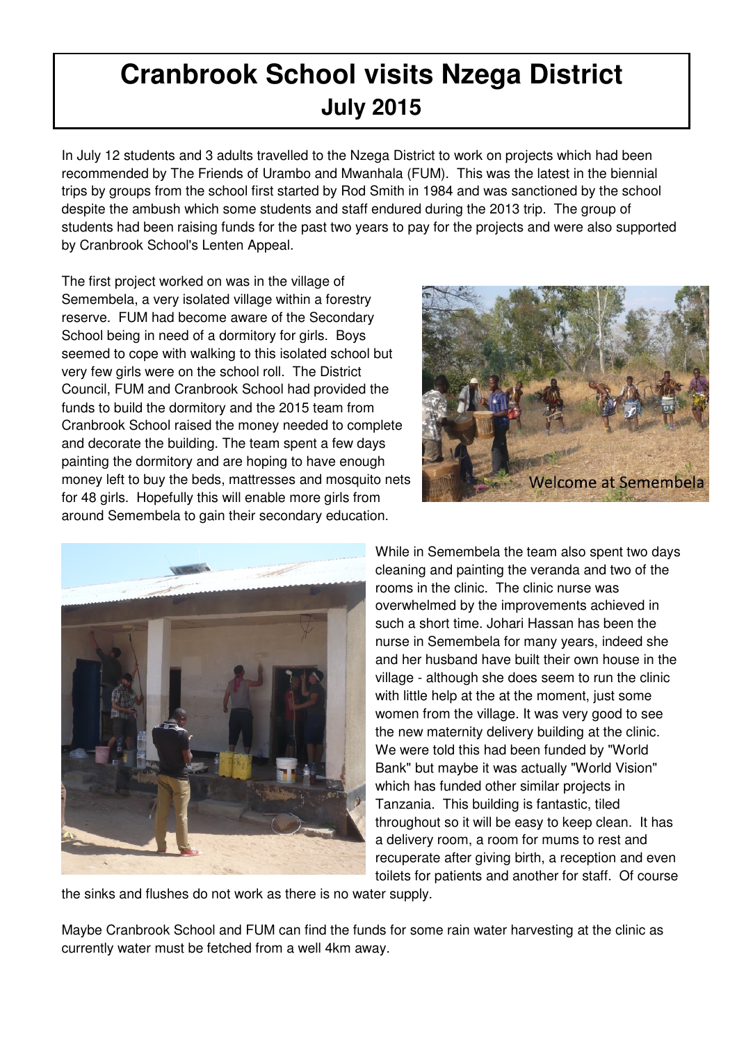# Cranbrook School visits Nzega District

## July 2015

In July 12 students and 3 adults travelled to the Nzega District to work on projects which had been recommended by The Friends of Urambo and Mwanhala (FUM). This was the latest in the biennial trips by groups from the school first started by Rod Smith in 1984 and was sanctioned by the school despite the ambush which some students and staff endured during the 2013 trip. The group of students had been raising funds for the past two years to pay for the projects and were also supported by Cranbrook School's Lenten Appeal.

The first project worked on was in the village of Semembela, a very isolated village within a forestry reserve. FUM had become aware of the Secondary School being in need of a dormitory for girls. Boys seemed to cope with walking to this isolated school but very few girls were on the school roll. The District Council, FUM and Cranbrook School had provided the funds to build the dormitory and the 2015 team from Cranbrook School raised the money needed to complete and decorate the building. The team spent a few days painting the dormitory and are hoping to have enough money left to buy the beds, mattresses and mosquito nets for 48 girls. Hopefully this will enable more girls from around Semembela to gain their secondary education.

Welcome at Semembela

While in Semembela the team also spent two days cleaning and painting the veranda and two of the rooms in the clinic. The clinic nurse was overwhelmed by the improvements achieved in such a short time. Johari Hassan has been the nurse in Semembela for many years, indeed she and her husband have built their own house in the village - although she does seem to run the clinic with little help at the at the moment, just some women from the village. It was very good to see the new maternity delivery building at the clinic. We were told this had been funded by "World Bank" but maybe it was actually "World Vision" which has funded other similar projects in Tanzania. This building is fantastic, tiled throughout so it will be easy to keep clean. It has a delivery room, a room for mums to rest and recuperate after giving birth, a reception and even toilets for patients and another for staff. Of course the sinks and flushes do not work as there is no water supply.

Maybe Cranbrook School and FUM can find the funds for some rain water harvesting at the clinic as currently water must be fetched from a well 4km away.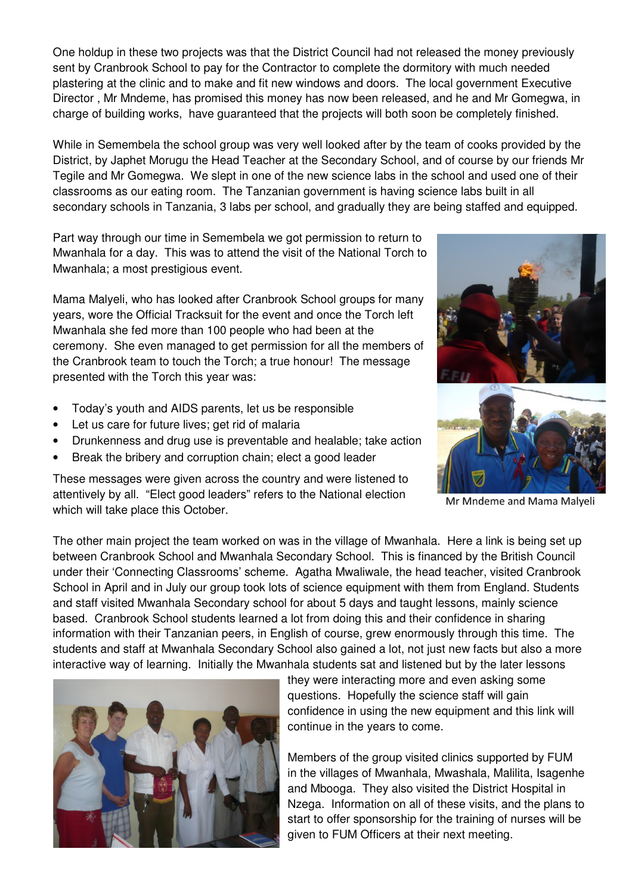One holdup in these two projects was that the District Council had not released the money previously sent by Cranbrook School to pay for the Contractor to complete the dormitory with much needed plastering at the clinic and to make and fit new windows and doors. The local government Executive Director , Mr Mndeme, has promised this money has now been released, and he and Mr Gomegwa, in charge of building works, have guaranteed that the projects will both soon be completely finished.

While in Semembela the school group was very well looked after by the team of cooks provided by the District, by Japhet Morugu the Head Teacher at the Secondary School, and of course by our friends Mr Tegile and Mr Gomegwa. We slept in one of the new science labs in the school and used one of their classrooms as our eating room. The Tanzanian government is having science labs built in all secondary schools in Tanzania, 3 labs per school, and gradually they are being staffed and equipped.

Part way through our time in Semembela we got permission to return to Mwanhala for a day. This was to attend the visit of the National Torch to Mwanhala; a most prestigious event.

Mama Malyeli, who has looked after Cranbrook School groups for many years, wore the Official Tracksuit for the event and once the Torch left Mwanhala she fed more than 100 people who had been at the ceremony. She even managed to get permission for all the members of the Cranbrook team to touch the Torch; a true honour! The message presented with the Torch this year was:

- Today's youth and AIDS parents, let us be responsible
- Let us care for future lives; get rid of malaria
- Drunkenness and drug use is preventable and healable; take action
- Break the bribery and corruption chain; elect a good leader

These messages were given across the country and were listened to attentively by all. "Elect good leaders" refers to the National election which will take place this October.

Mr Mndeme and Mama Malyeli

The other main project the team worked on was in the village of Mwanhala. Here a link is being set up between Cranbrook School and Mwanhala Secondary School. This is financed by the British Council under their 'Connecting Classrooms' scheme. Agatha Mwaliwale, the head teacher, visited Cranbrook School in April and in July our group took lots of science equipment with them from England. Students and staff visited Mwanhala Secondary school for about 5 days and taught lessons, mainly science based. Cranbrook School students learned a lot from doing this and their confidence in sharing information with their Tanzanian peers, in English of course, grew enormously through this time. The students and staff at Mwanhala Secondary School also gained a lot, not just new facts but also a more interactive way of learning. Initially the Mwanhala students sat and listened but by the later lessons they were interacting more and even asking some questions. Hopefully the science staff will gain confidence in using the new equipment and this link will continue in the years to come.

Members of the group visited clinics supported by FUM in the villages of Mwanhala, Mwashala, Malilita, Isagenhe and Mbooga. They also visited the District Hospital in Nzega. Information on all of these visits, and the plans to start to offer sponsorship for the training of nurses will be given to FUM Officers at their next meeting.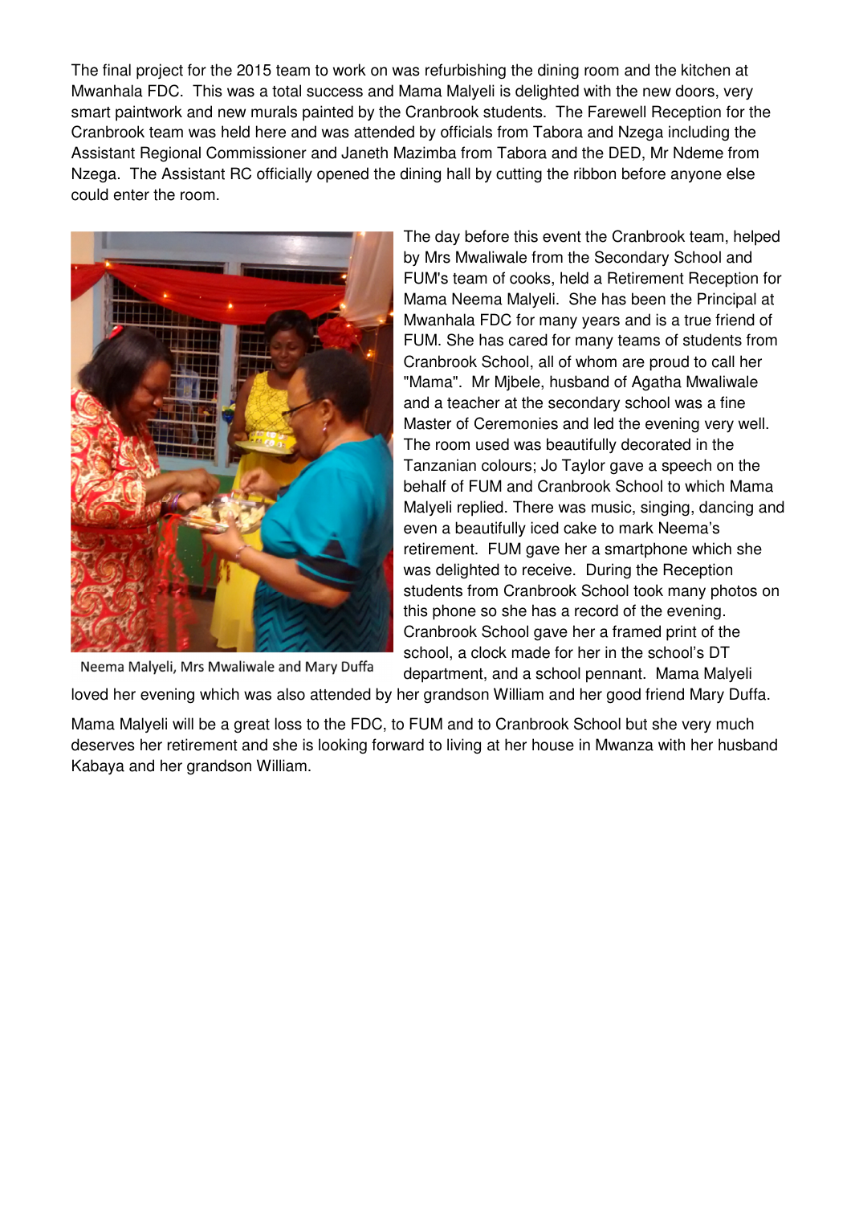The final project for the 2015 team to work on was refurbishing the dining room and the kitchen at Mwanhala FDC. This was a total success and Mama Malyeli is delighted with the new doors, very smart paintwork and new murals painted by the Cranbrook students. The Farewell Reception for the Cranbrook team was held here and was attended by officials from Tabora and Nzega including the Assistant Regional Commissioner and Janeth Mazimba from Tabora and the DED, Mr Ndeme from Nzega. The Assistant RC officially opened the dining hall by cutting the ribbon before anyone else could enter the room.

Neema Malyeli, Mrs Mwaliwale and Mary Duffa

The day before this event the Cranbrook team, helped by Mrs Mwaliwale from the Secondary School and FUM's team of cooks, held a Retirement Reception for Mama Neema Malyeli. She has been the Principal at Mwanhala FDC for many years and is a true friend of FUM. She has cared for many teams of students from Cranbrook School, all of whom are proud to call her "Mama". Mr Mjbele, husband of Agatha Mwaliwale and a teacher at the secondary school was a fine Master of Ceremonies and led the evening very well. The room used was beautifully decorated in the Tanzanian colours; Jo Taylor gave a speech on the behalf of FUM and Cranbrook School to which Mama Malyeli replied. There was music, singing, dancing and even a beautifully iced cake to mark Neema's retirement. FUM gave her a smartphone which she was delighted to receive. During the Reception students from Cranbrook School took many photos on this phone so she has a record of the evening. Cranbrook School gave her a framed print of the school, a clock made for her in the school's DT department, and a school pennant. Mama Malyeli loved her evening which was also attended by her grandson William and her good friend Mary Duffa.

Mama Malyeli will be a great loss to the FDC, to FUM and to Cranbrook School but she very much deserves her retirement and she is looking forward to living at her house in Mwanza with her husband Kabaya and her grandson William.